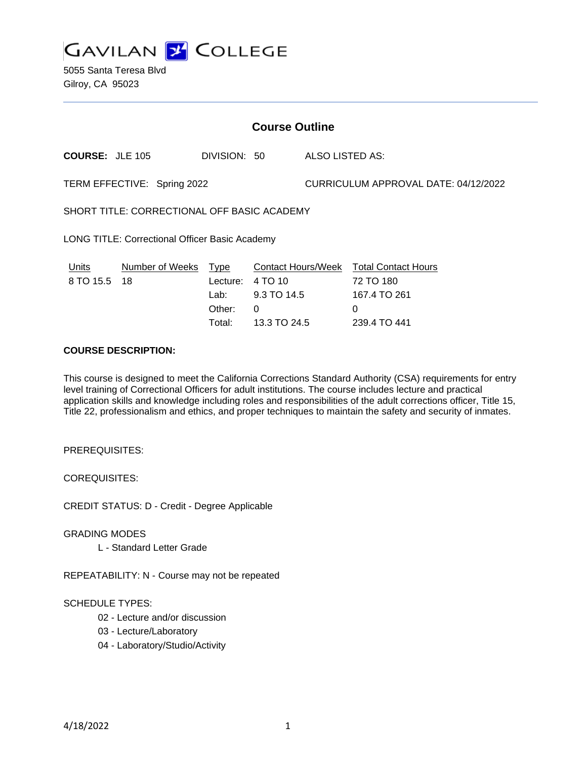# GAVILAN COLLEGE

5055 Santa Teresa Blvd
Gilroy, CA 95023

## Course Outline

**COURSE:** JLE 105 DIVISION: 50 ALSO LISTED AS:

TERM EFFECTIVE: Spring 2022 CURRICULUM APPROVAL DATE: 04/12/2022

SHORT TITLE: CORRECTIONAL OFF BASIC ACADEMY

LONG TITLE: Correctional Officer Basic Academy

| Units | Number of Weeks | Type | Contact Hours/Week | Total Contact Hours |
|---|---|---|---|---|
| 8 TO 15.5 | 18 | Lecture: | 4 TO 10 | 72 TO 180 |
| | | Lab: | 9.3 TO 14.5 | 167.4 TO 261 |
| | | Other: | 0 | 0 |
| | | Total: | 13.3 TO 24.5 | 239.4 TO 441 |

**COURSE DESCRIPTION:**

This course is designed to meet the California Corrections Standard Authority (CSA) requirements for entry level training of Correctional Officers for adult institutions. The course includes lecture and practical application skills and knowledge including roles and responsibilities of the adult corrections officer, Title 15, Title 22, professionalism and ethics, and proper techniques to maintain the safety and security of inmates.

PREREQUISITES:

COREQUISITES:

CREDIT STATUS: D - Credit - Degree Applicable

GRADING MODES

- L - Standard Letter Grade

REPEATABILITY: N - Course may not be repeated

SCHEDULE TYPES:

- 02 - Lecture and/or discussion
- 03 - Lecture/Laboratory
- 04 - Laboratory/Studio/Activity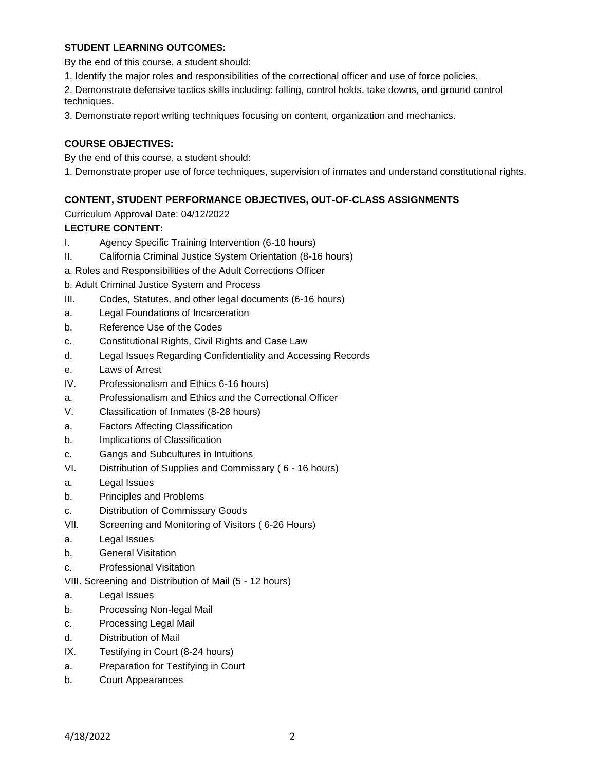**STUDENT LEARNING OUTCOMES:**

By the end of this course, a student should:

1. Identify the major roles and responsibilities of the correctional officer and use of force policies.
2. Demonstrate defensive tactics skills including: falling, control holds, take downs, and ground control techniques.
3. Demonstrate report writing techniques focusing on content, organization and mechanics.

**COURSE OBJECTIVES:**

By the end of this course, a student should:

1. Demonstrate proper use of force techniques, supervision of inmates and understand constitutional rights.

**CONTENT, STUDENT PERFORMANCE OBJECTIVES, OUT-OF-CLASS ASSIGNMENTS**

Curriculum Approval Date: 04/12/2022

**LECTURE CONTENT:**

I. Agency Specific Training Intervention (6-10 hours)

II. California Criminal Justice System Orientation (8-16 hours)

a. Roles and Responsibilities of the Adult Corrections Officer

b. Adult Criminal Justice System and Process

III. Codes, Statutes, and other legal documents (6-16 hours)

a. Legal Foundations of Incarceration

b. Reference Use of the Codes

c. Constitutional Rights, Civil Rights and Case Law

d. Legal Issues Regarding Confidentiality and Accessing Records

e. Laws of Arrest

IV. Professionalism and Ethics 6-16 hours)

a. Professionalism and Ethics and the Correctional Officer

V. Classification of Inmates (8-28 hours)

a. Factors Affecting Classification

b. Implications of Classification

c. Gangs and Subcultures in Intuitions

VI. Distribution of Supplies and Commissary ( 6 - 16 hours)

a. Legal Issues

b. Principles and Problems

c. Distribution of Commissary Goods

VII. Screening and Monitoring of Visitors ( 6-26 Hours)

a. Legal Issues

b. General Visitation

c. Professional Visitation

VIII. Screening and Distribution of Mail (5 - 12 hours)

a. Legal Issues

b. Processing Non-legal Mail

c. Processing Legal Mail

d. Distribution of Mail

IX. Testifying in Court (8-24 hours)

a. Preparation for Testifying in Court

b. Court Appearances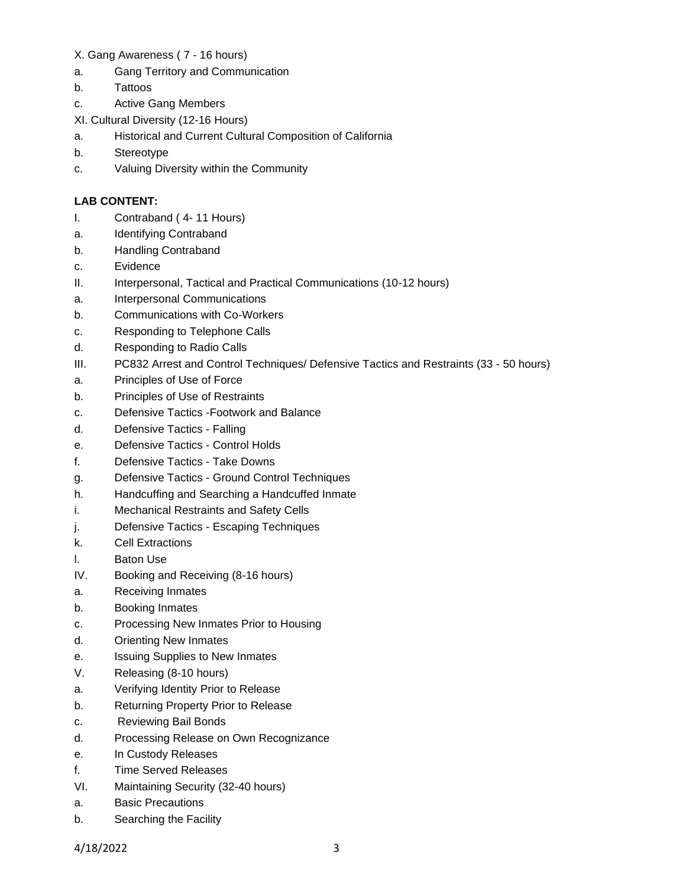X. Gang Awareness ( 7 - 16 hours)

a. Gang Territory and Communication

b. Tattoos

c. Active Gang Members

XI. Cultural Diversity (12-16 Hours)

a. Historical and Current Cultural Composition of California

b. Stereotype

c. Valuing Diversity within the Community

**LAB CONTENT:**

I. Contraband ( 4- 11 Hours)

a. Identifying Contraband

b. Handling Contraband

c. Evidence

II. Interpersonal, Tactical and Practical Communications (10-12 hours)

a. Interpersonal Communications

b. Communications with Co-Workers

c. Responding to Telephone Calls

d. Responding to Radio Calls

III. PC832 Arrest and Control Techniques/ Defensive Tactics and Restraints (33 - 50 hours)

a. Principles of Use of Force

b. Principles of Use of Restraints

c. Defensive Tactics -Footwork and Balance

d. Defensive Tactics - Falling

e. Defensive Tactics - Control Holds

f. Defensive Tactics - Take Downs

g. Defensive Tactics - Ground Control Techniques

h. Handcuffing and Searching a Handcuffed Inmate

i. Mechanical Restraints and Safety Cells

j. Defensive Tactics - Escaping Techniques

k. Cell Extractions

l. Baton Use

IV. Booking and Receiving (8-16 hours)

a. Receiving Inmates

b. Booking Inmates

c. Processing New Inmates Prior to Housing

d. Orienting New Inmates

e. Issuing Supplies to New Inmates

V. Releasing (8-10 hours)

a. Verifying Identity Prior to Release

b. Returning Property Prior to Release

c. Reviewing Bail Bonds

d. Processing Release on Own Recognizance

e. In Custody Releases

f. Time Served Releases

VI. Maintaining Security (32-40 hours)

a. Basic Precautions

b. Searching the Facility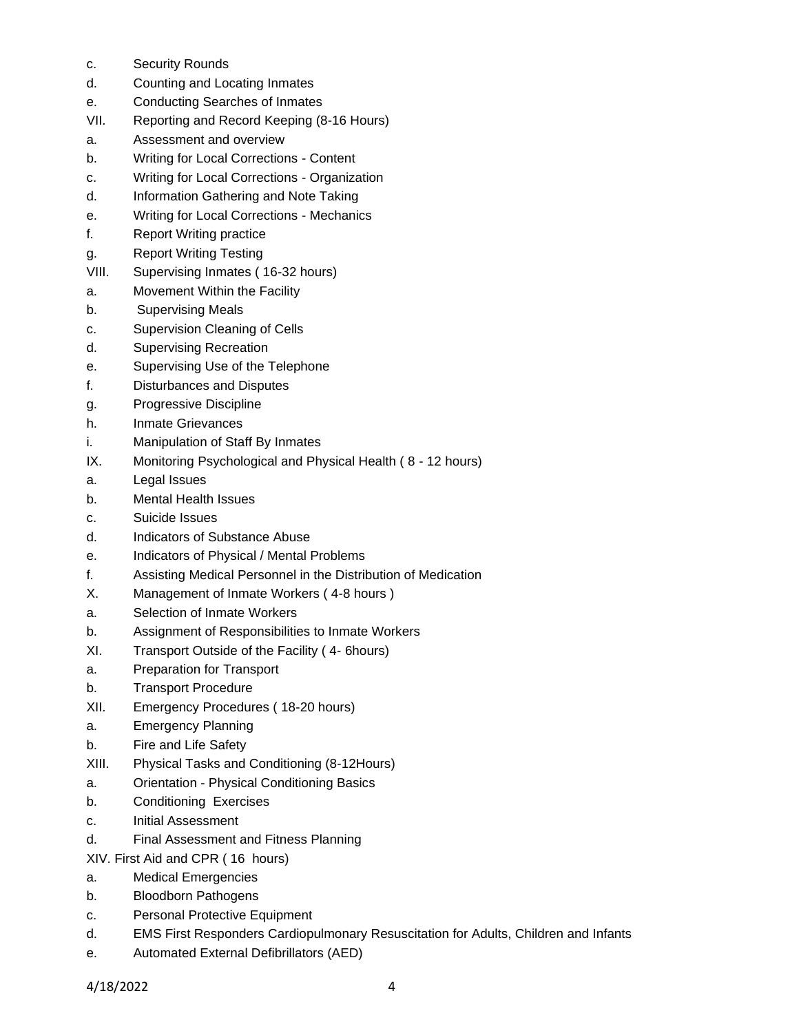c. Security Rounds
d. Counting and Locating Inmates
e. Conducting Searches of Inmates

VII. Reporting and Record Keeping (8-16 Hours)
a. Assessment and overview
b. Writing for Local Corrections - Content
c. Writing for Local Corrections - Organization
d. Information Gathering and Note Taking
e. Writing for Local Corrections - Mechanics
f. Report Writing practice
g. Report Writing Testing

VIII. Supervising Inmates ( 16-32 hours)
a. Movement Within the Facility
b. Supervising Meals
c. Supervision Cleaning of Cells
d. Supervising Recreation
e. Supervising Use of the Telephone
f. Disturbances and Disputes
g. Progressive Discipline
h. Inmate Grievances
i. Manipulation of Staff By Inmates

IX. Monitoring Psychological and Physical Health ( 8 - 12 hours)
a. Legal Issues
b. Mental Health Issues
c. Suicide Issues
d. Indicators of Substance Abuse
e. Indicators of Physical / Mental Problems
f. Assisting Medical Personnel in the Distribution of Medication

X. Management of Inmate Workers ( 4-8 hours )
a. Selection of Inmate Workers
b. Assignment of Responsibilities to Inmate Workers

XI. Transport Outside of the Facility ( 4- 6hours)
a. Preparation for Transport
b. Transport Procedure

XII. Emergency Procedures ( 18-20 hours)
a. Emergency Planning
b. Fire and Life Safety

XIII. Physical Tasks and Conditioning (8-12Hours)
a. Orientation - Physical Conditioning Basics
b. Conditioning Exercises
c. Initial Assessment
d. Final Assessment and Fitness Planning

XIV. First Aid and CPR ( 16 hours)
a. Medical Emergencies
b. Bloodborn Pathogens
c. Personal Protective Equipment
d. EMS First Responders Cardiopulmonary Resuscitation for Adults, Children and Infants
e. Automated External Defibrillators (AED)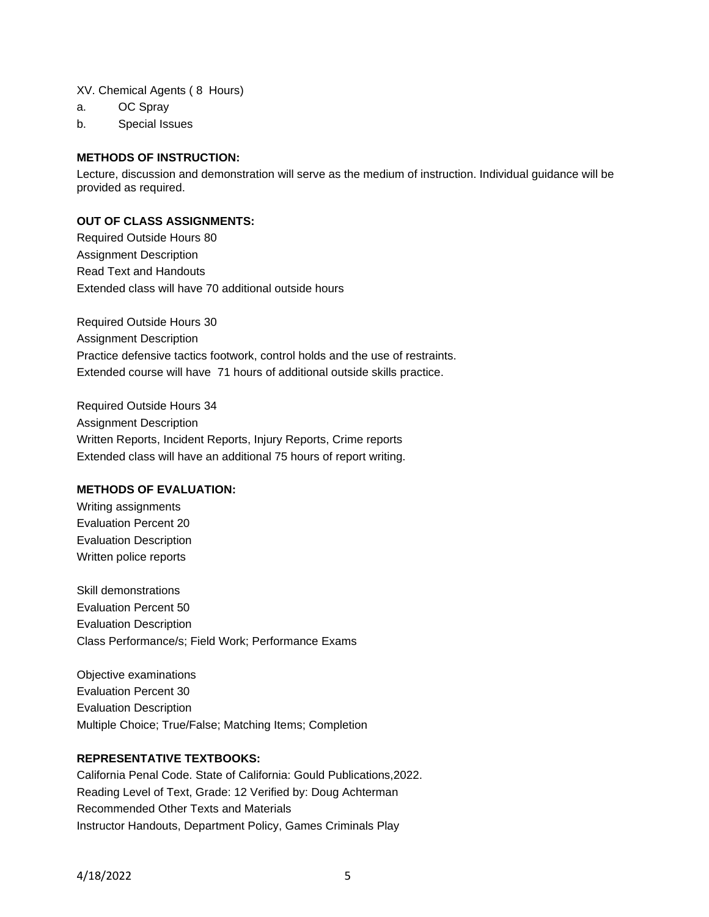XV. Chemical Agents ( 8 Hours)

a. OC Spray

b. Special Issues

**METHODS OF INSTRUCTION:**

Lecture, discussion and demonstration will serve as the medium of instruction. Individual guidance will be provided as required.

**OUT OF CLASS ASSIGNMENTS:**

Required Outside Hours 80

Assignment Description

Read Text and Handouts

Extended class will have 70 additional outside hours

Required Outside Hours 30

Assignment Description

Practice defensive tactics footwork, control holds and the use of restraints.

Extended course will have 71 hours of additional outside skills practice.

Required Outside Hours 34

Assignment Description

Written Reports, Incident Reports, Injury Reports, Crime reports

Extended class will have an additional 75 hours of report writing.

**METHODS OF EVALUATION:**

Writing assignments

Evaluation Percent 20

Evaluation Description

Written police reports

Skill demonstrations

Evaluation Percent 50

Evaluation Description

Class Performance/s; Field Work; Performance Exams

Objective examinations

Evaluation Percent 30

Evaluation Description

Multiple Choice; True/False; Matching Items; Completion

**REPRESENTATIVE TEXTBOOKS:**

California Penal Code. State of California: Gould Publications,2022.

Reading Level of Text, Grade: 12 Verified by: Doug Achterman

Recommended Other Texts and Materials

Instructor Handouts, Department Policy, Games Criminals Play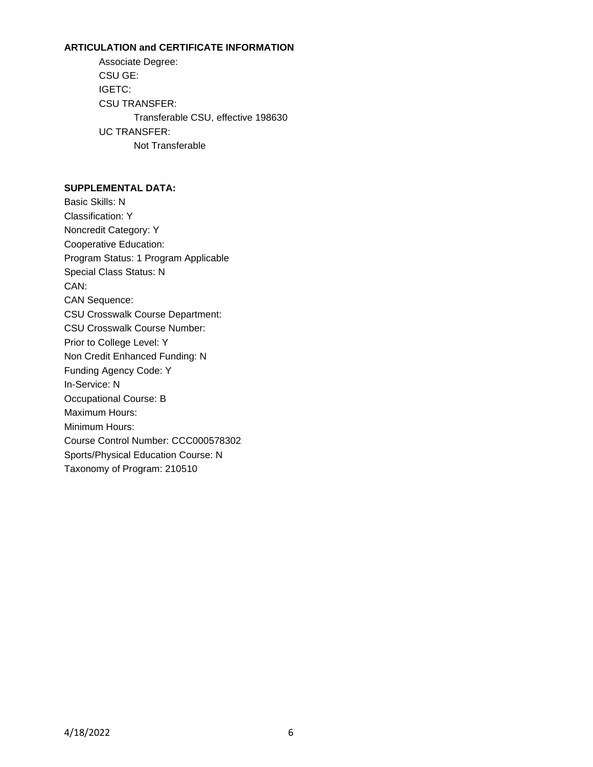**ARTICULATION and CERTIFICATE INFORMATION**

Associate Degree:
CSU GE:
IGETC:
CSU TRANSFER:
Transferable CSU, effective 198630
UC TRANSFER:
Not Transferable

**SUPPLEMENTAL DATA:**

Basic Skills: N
Classification: Y
Noncredit Category: Y
Cooperative Education:
Program Status: 1 Program Applicable
Special Class Status: N
CAN:
CAN Sequence:
CSU Crosswalk Course Department:
CSU Crosswalk Course Number:
Prior to College Level: Y
Non Credit Enhanced Funding: N
Funding Agency Code: Y
In-Service: N
Occupational Course: B
Maximum Hours:
Minimum Hours:
Course Control Number: CCC000578302
Sports/Physical Education Course: N
Taxonomy of Program: 210510